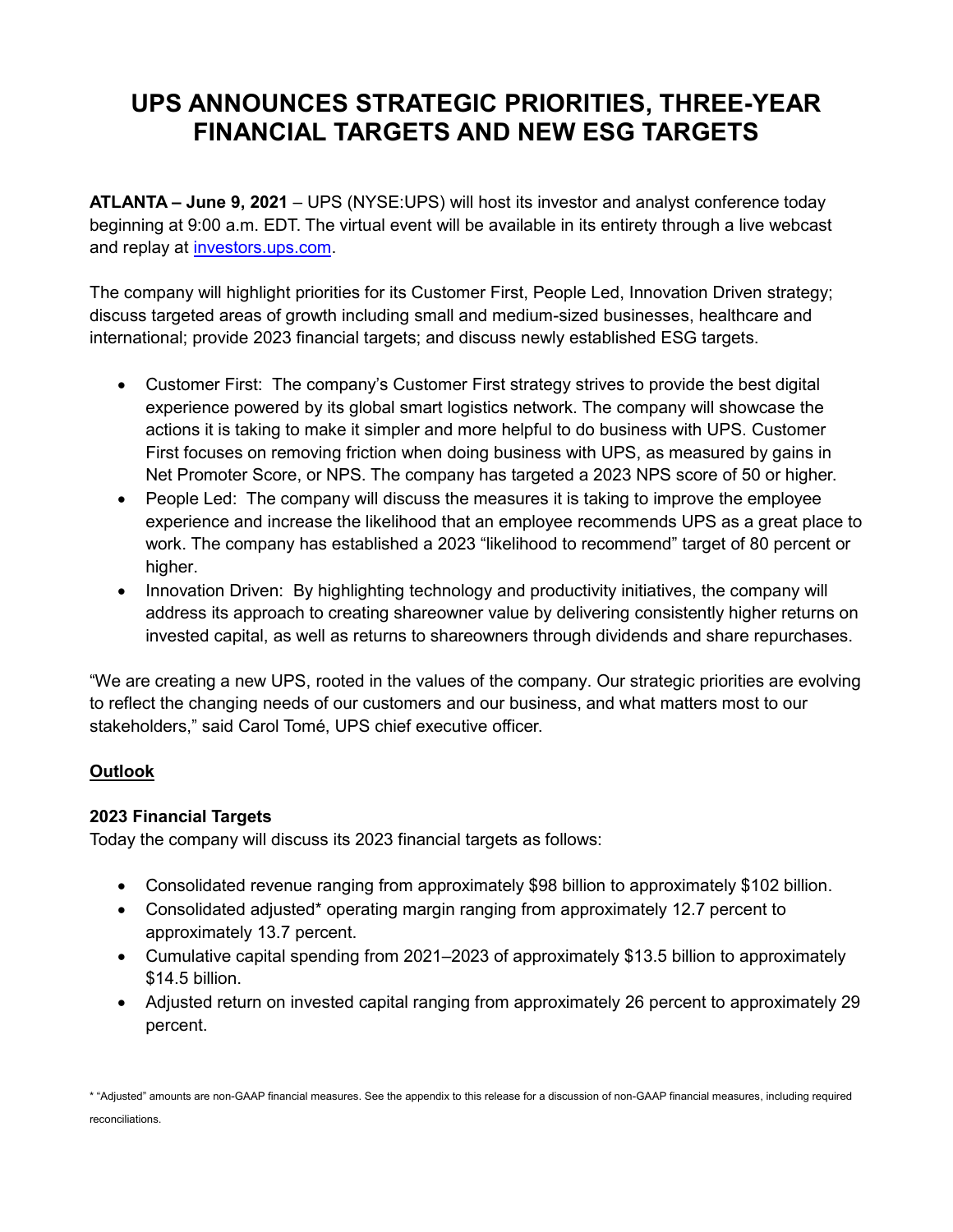# UPS ANNOUNCES STRATEGIC PRIORITIES, THREE-YEAR FINANCIAL TARGETS AND NEW ESG TARGETS

**ATLANTA – June 9, 2021** – UPS (NYSE:UPS) will host its investor and analyst conference today beginning at 9:00 a.m. EDT. The virtual event will be available in its entirety through a live webcast and replay at [investors.ups.com](investors.ups.com).

The company will highlight priorities for its Customer First, People Led, Innovation Driven strategy; discuss targeted areas of growth including small and medium-sized businesses, healthcare and international; provide 2023 financial targets; and discuss newly established ESG targets.

- Customer First: The company's Customer First strategy strives to provide the best digital experience powered by its global smart logistics network. The company will showcase the actions it is taking to make it simpler and more helpful to do business with UPS. Customer First focuses on removing friction when doing business with UPS, as measured by gains in Net Promoter Score, or NPS. The company has targeted a 2023 NPS score of 50 or higher.
- People Led: The company will discuss the measures it is taking to improve the employee experience and increase the likelihood that an employee recommends UPS as a great place to work. The company has established a 2023 "likelihood to recommend" target of 80 percent or higher.
- Innovation Driven: By highlighting technology and productivity initiatives, the company will address its approach to creating shareowner value by delivering consistently higher returns on invested capital, as well as returns to shareowners through dividends and share repurchases.

"We are creating a new UPS, rooted in the values of the company. Our strategic priorities are evolving to reflect the changing needs of our customers and our business, and what matters most to our stakeholders," said Carol Tomé, UPS chief executive officer.

## Outlook

### 2023 Financial Targets

Today the company will discuss its 2023 financial targets as follows:

- Consolidated revenue ranging from approximately $98 billion to approximately $102 billion.
- Consolidated adjusted* operating margin ranging from approximately 12.7 percent to approximately 13.7 percent.
- Cumulative capital spending from 2021–2023 of approximately $13.5 billion to approximately $14.5 billion.
- Adjusted return on invested capital ranging from approximately 26 percent to approximately 29 percent.

* "Adjusted" amounts are non-GAAP financial measures. See the appendix to this release for a discussion of non-GAAP financial measures, including required reconciliations.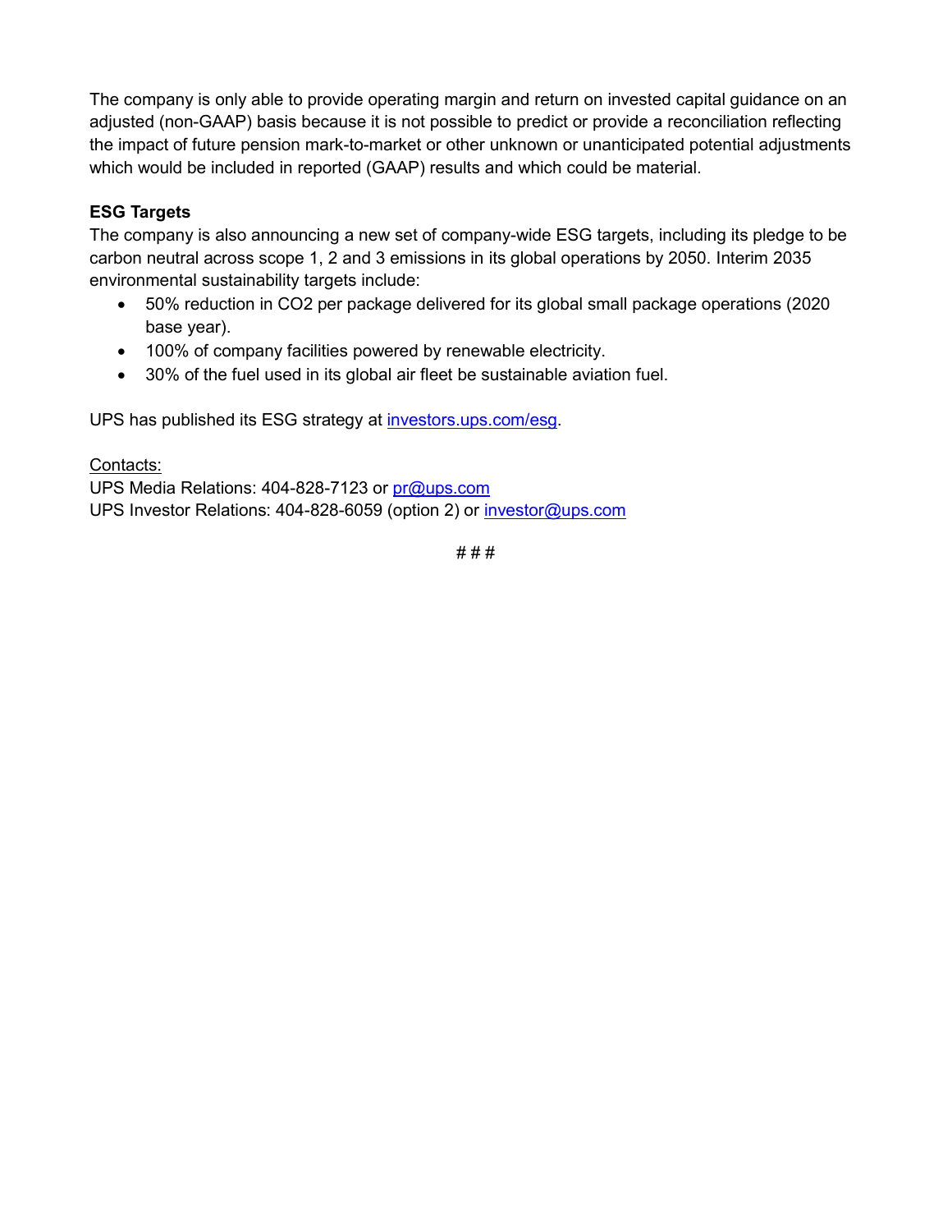The company is only able to provide operating margin and return on invested capital guidance on an adjusted (non-GAAP) basis because it is not possible to predict or provide a reconciliation reflecting the impact of future pension mark-to-market or other unknown or unanticipated potential adjustments which would be included in reported (GAAP) results and which could be material.

**ESG Targets**

The company is also announcing a new set of company-wide ESG targets, including its pledge to be carbon neutral across scope 1, 2 and 3 emissions in its global operations by 2050. Interim 2035 environmental sustainability targets include:

- 50% reduction in $CO_2$ per package delivered for its global small package operations (2020 base year).
- 100% of company facilities powered by renewable electricity.
- 30% of the fuel used in its global air fleet be sustainable aviation fuel.

UPS has published its ESG strategy at [investors.ups.com/esg](investors.ups.com/esg).

<u>Contacts:</u>

UPS Media Relations: 404-828-7123 or [pr@ups.com](mailto:pr@ups.com)

UPS Investor Relations: 404-828-6059 (option 2) or [investor@ups.com](mailto:investor@ups.com)

# # #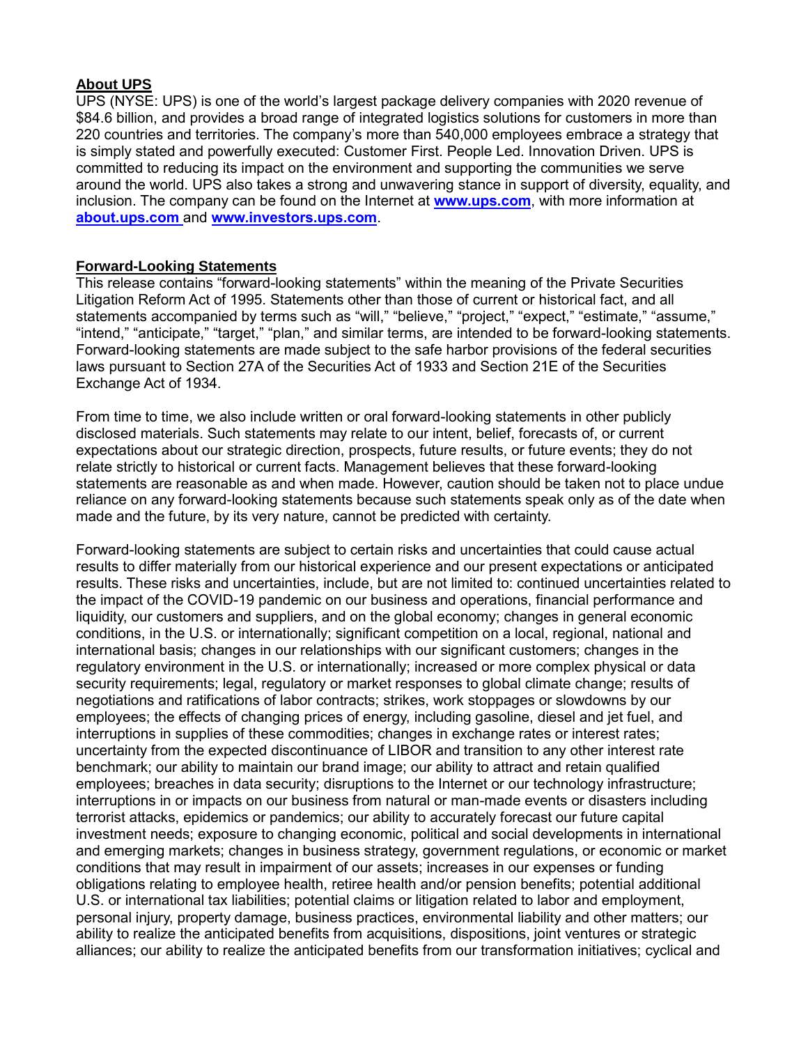## About UPS

UPS (NYSE: UPS) is one of the world's largest package delivery companies with 2020 revenue of $84.6 billion, and provides a broad range of integrated logistics solutions for customers in more than 220 countries and territories. The company's more than 540,000 employees embrace a strategy that is simply stated and powerfully executed: Customer First. People Led. Innovation Driven. UPS is committed to reducing its impact on the environment and supporting the communities we serve around the world. UPS also takes a strong and unwavering stance in support of diversity, equality, and inclusion. The company can be found on the Internet at **www.ups.com**, with more information at **about.ups.com** and **www.investors.ups.com**.

## Forward-Looking Statements

This release contains "forward-looking statements" within the meaning of the Private Securities Litigation Reform Act of 1995. Statements other than those of current or historical fact, and all statements accompanied by terms such as "will," "believe," "project," "expect," "estimate," "assume," "intend," "anticipate," "target," "plan," and similar terms, are intended to be forward-looking statements. Forward-looking statements are made subject to the safe harbor provisions of the federal securities laws pursuant to Section 27A of the Securities Act of 1933 and Section 21E of the Securities Exchange Act of 1934.

From time to time, we also include written or oral forward-looking statements in other publicly disclosed materials. Such statements may relate to our intent, belief, forecasts of, or current expectations about our strategic direction, prospects, future results, or future events; they do not relate strictly to historical or current facts. Management believes that these forward-looking statements are reasonable as and when made. However, caution should be taken not to place undue reliance on any forward-looking statements because such statements speak only as of the date when made and the future, by its very nature, cannot be predicted with certainty.

Forward-looking statements are subject to certain risks and uncertainties that could cause actual results to differ materially from our historical experience and our present expectations or anticipated results. These risks and uncertainties, include, but are not limited to: continued uncertainties related to the impact of the COVID-19 pandemic on our business and operations, financial performance and liquidity, our customers and suppliers, and on the global economy; changes in general economic conditions, in the U.S. or internationally; significant competition on a local, regional, national and international basis; changes in our relationships with our significant customers; changes in the regulatory environment in the U.S. or internationally; increased or more complex physical or data security requirements; legal, regulatory or market responses to global climate change; results of negotiations and ratifications of labor contracts; strikes, work stoppages or slowdowns by our employees; the effects of changing prices of energy, including gasoline, diesel and jet fuel, and interruptions in supplies of these commodities; changes in exchange rates or interest rates; uncertainty from the expected discontinuance of LIBOR and transition to any other interest rate benchmark; our ability to maintain our brand image; our ability to attract and retain qualified employees; breaches in data security; disruptions to the Internet or our technology infrastructure; interruptions in or impacts on our business from natural or man-made events or disasters including terrorist attacks, epidemics or pandemics; our ability to accurately forecast our future capital investment needs; exposure to changing economic, political and social developments in international and emerging markets; changes in business strategy, government regulations, or economic or market conditions that may result in impairment of our assets; increases in our expenses or funding obligations relating to employee health, retiree health and/or pension benefits; potential additional U.S. or international tax liabilities; potential claims or litigation related to labor and employment, personal injury, property damage, business practices, environmental liability and other matters; our ability to realize the anticipated benefits from acquisitions, dispositions, joint ventures or strategic alliances; our ability to realize the anticipated benefits from our transformation initiatives; cyclical and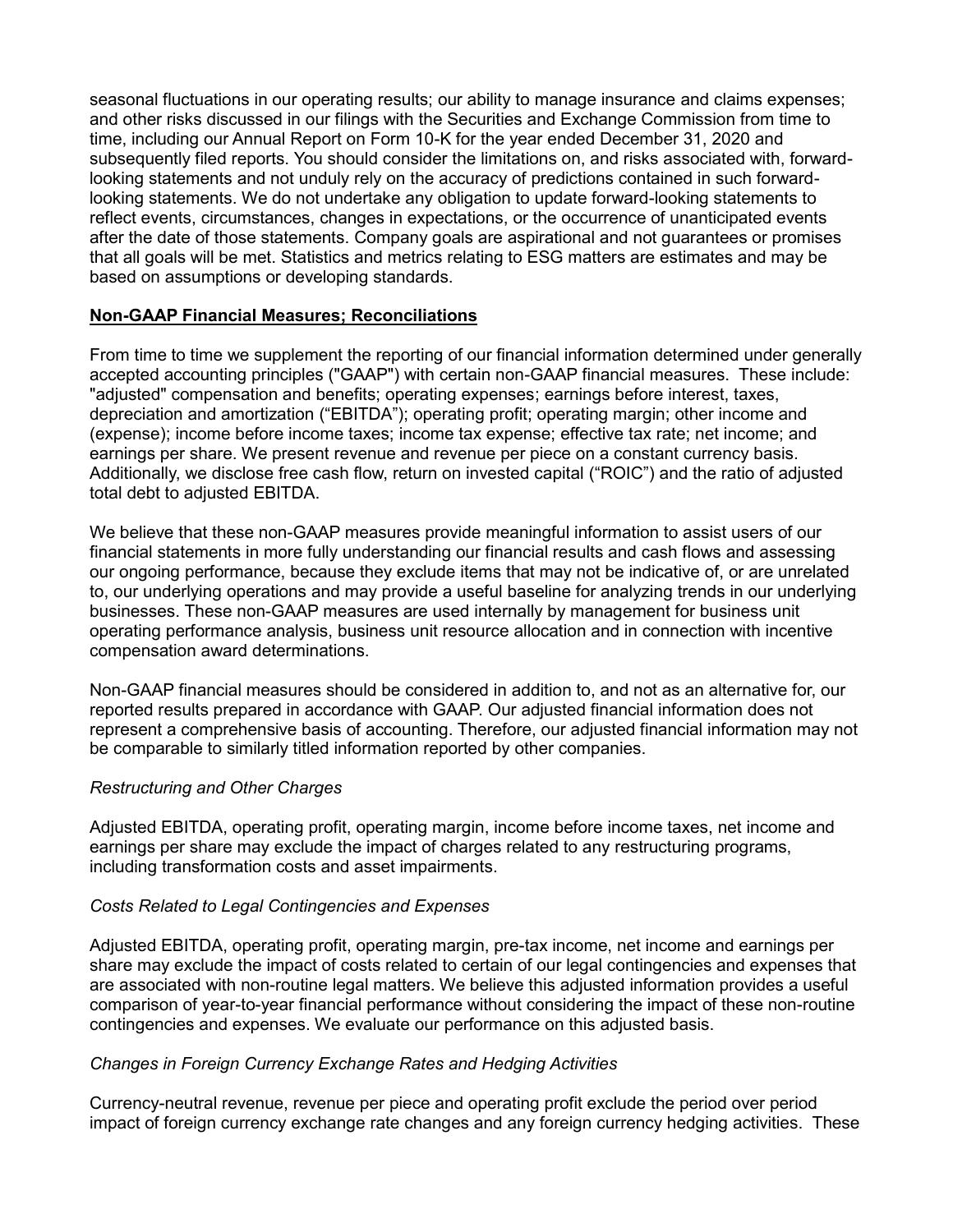seasonal fluctuations in our operating results; our ability to manage insurance and claims expenses; and other risks discussed in our filings with the Securities and Exchange Commission from time to time, including our Annual Report on Form 10-K for the year ended December 31, 2020 and subsequently filed reports. You should consider the limitations on, and risks associated with, forward-looking statements and not unduly rely on the accuracy of predictions contained in such forward-looking statements. We do not undertake any obligation to update forward-looking statements to reflect events, circumstances, changes in expectations, or the occurrence of unanticipated events after the date of those statements. Company goals are aspirational and not guarantees or promises that all goals will be met. Statistics and metrics relating to ESG matters are estimates and may be based on assumptions or developing standards.

## Non-GAAP Financial Measures; Reconciliations

From time to time we supplement the reporting of our financial information determined under generally accepted accounting principles ("GAAP") with certain non-GAAP financial measures. These include: "adjusted" compensation and benefits; operating expenses; earnings before interest, taxes, depreciation and amortization ("EBITDA"); operating profit; operating margin; other income and (expense); income before income taxes; income tax expense; effective tax rate; net income; and earnings per share. We present revenue and revenue per piece on a constant currency basis. Additionally, we disclose free cash flow, return on invested capital ("ROIC") and the ratio of adjusted total debt to adjusted EBITDA.

We believe that these non-GAAP measures provide meaningful information to assist users of our financial statements in more fully understanding our financial results and cash flows and assessing our ongoing performance, because they exclude items that may not be indicative of, or are unrelated to, our underlying operations and may provide a useful baseline for analyzing trends in our underlying businesses. These non-GAAP measures are used internally by management for business unit operating performance analysis, business unit resource allocation and in connection with incentive compensation award determinations.

Non-GAAP financial measures should be considered in addition to, and not as an alternative for, our reported results prepared in accordance with GAAP. Our adjusted financial information does not represent a comprehensive basis of accounting. Therefore, our adjusted financial information may not be comparable to similarly titled information reported by other companies.

*Restructuring and Other Charges*

Adjusted EBITDA, operating profit, operating margin, income before income taxes, net income and earnings per share may exclude the impact of charges related to any restructuring programs, including transformation costs and asset impairments.

*Costs Related to Legal Contingencies and Expenses*

Adjusted EBITDA, operating profit, operating margin, pre-tax income, net income and earnings per share may exclude the impact of costs related to certain of our legal contingencies and expenses that are associated with non-routine legal matters. We believe this adjusted information provides a useful comparison of year-to-year financial performance without considering the impact of these non-routine contingencies and expenses. We evaluate our performance on this adjusted basis.

*Changes in Foreign Currency Exchange Rates and Hedging Activities*

Currency-neutral revenue, revenue per piece and operating profit exclude the period over period impact of foreign currency exchange rate changes and any foreign currency hedging activities. These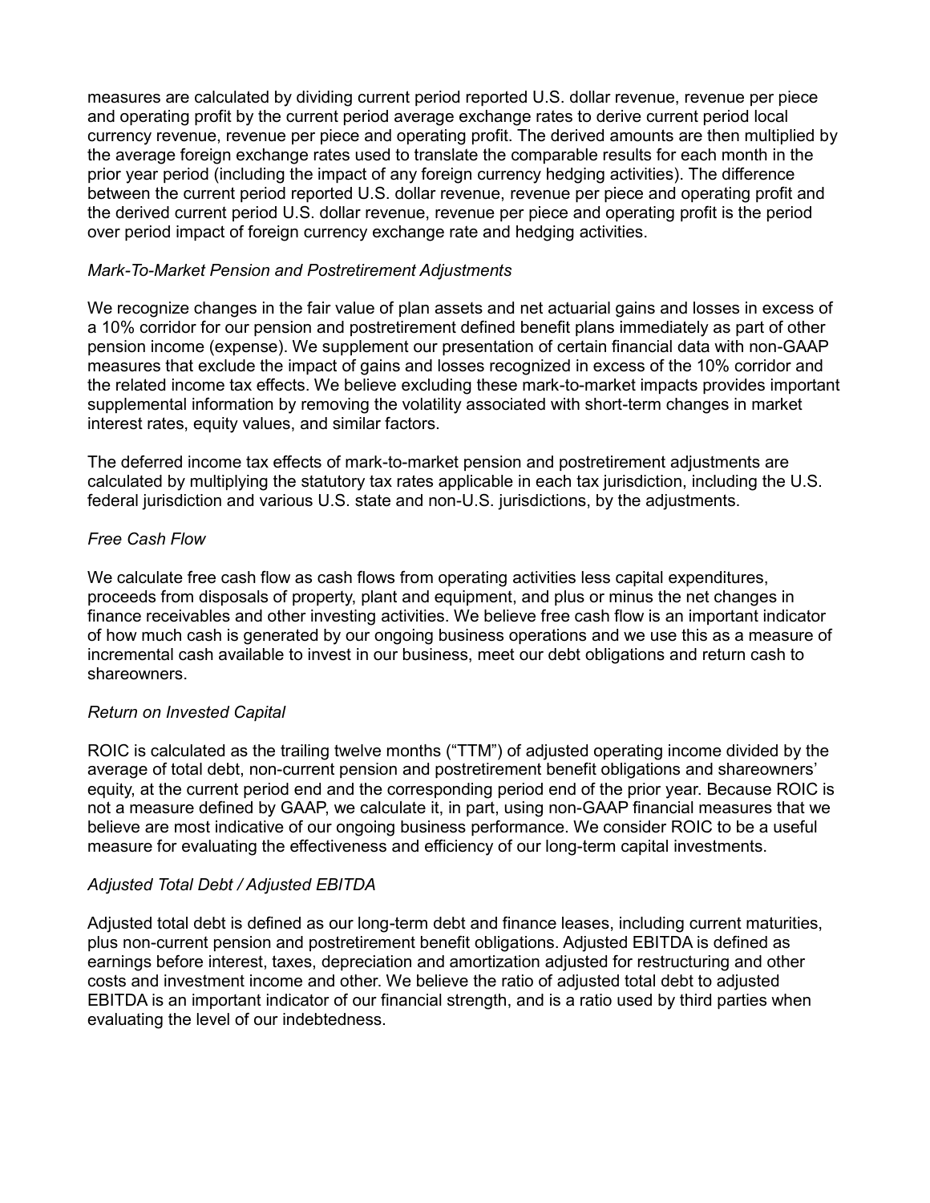measures are calculated by dividing current period reported U.S. dollar revenue, revenue per piece and operating profit by the current period average exchange rates to derive current period local currency revenue, revenue per piece and operating profit. The derived amounts are then multiplied by the average foreign exchange rates used to translate the comparable results for each month in the prior year period (including the impact of any foreign currency hedging activities). The difference between the current period reported U.S. dollar revenue, revenue per piece and operating profit and the derived current period U.S. dollar revenue, revenue per piece and operating profit is the period over period impact of foreign currency exchange rate and hedging activities.

*Mark-To-Market Pension and Postretirement Adjustments*

We recognize changes in the fair value of plan assets and net actuarial gains and losses in excess of a 10% corridor for our pension and postretirement defined benefit plans immediately as part of other pension income (expense). We supplement our presentation of certain financial data with non-GAAP measures that exclude the impact of gains and losses recognized in excess of the 10% corridor and the related income tax effects. We believe excluding these mark-to-market impacts provides important supplemental information by removing the volatility associated with short-term changes in market interest rates, equity values, and similar factors.

The deferred income tax effects of mark-to-market pension and postretirement adjustments are calculated by multiplying the statutory tax rates applicable in each tax jurisdiction, including the U.S. federal jurisdiction and various U.S. state and non-U.S. jurisdictions, by the adjustments.

*Free Cash Flow*

We calculate free cash flow as cash flows from operating activities less capital expenditures, proceeds from disposals of property, plant and equipment, and plus or minus the net changes in finance receivables and other investing activities. We believe free cash flow is an important indicator of how much cash is generated by our ongoing business operations and we use this as a measure of incremental cash available to invest in our business, meet our debt obligations and return cash to shareowners.

*Return on Invested Capital*

ROIC is calculated as the trailing twelve months ("TTM") of adjusted operating income divided by the average of total debt, non-current pension and postretirement benefit obligations and shareowners' equity, at the current period end and the corresponding period end of the prior year. Because ROIC is not a measure defined by GAAP, we calculate it, in part, using non-GAAP financial measures that we believe are most indicative of our ongoing business performance. We consider ROIC to be a useful measure for evaluating the effectiveness and efficiency of our long-term capital investments.

*Adjusted Total Debt / Adjusted EBITDA*

Adjusted total debt is defined as our long-term debt and finance leases, including current maturities, plus non-current pension and postretirement benefit obligations. Adjusted EBITDA is defined as earnings before interest, taxes, depreciation and amortization adjusted for restructuring and other costs and investment income and other. We believe the ratio of adjusted total debt to adjusted EBITDA is an important indicator of our financial strength, and is a ratio used by third parties when evaluating the level of our indebtedness.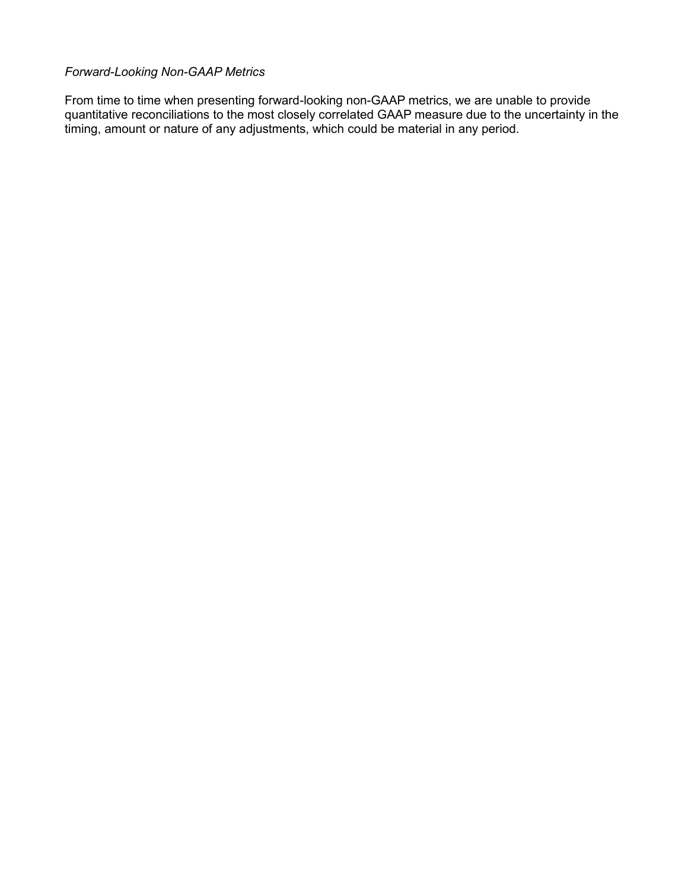*Forward-Looking Non-GAAP Metrics*

From time to time when presenting forward-looking non-GAAP metrics, we are unable to provide quantitative reconciliations to the most closely correlated GAAP measure due to the uncertainty in the timing, amount or nature of any adjustments, which could be material in any period.